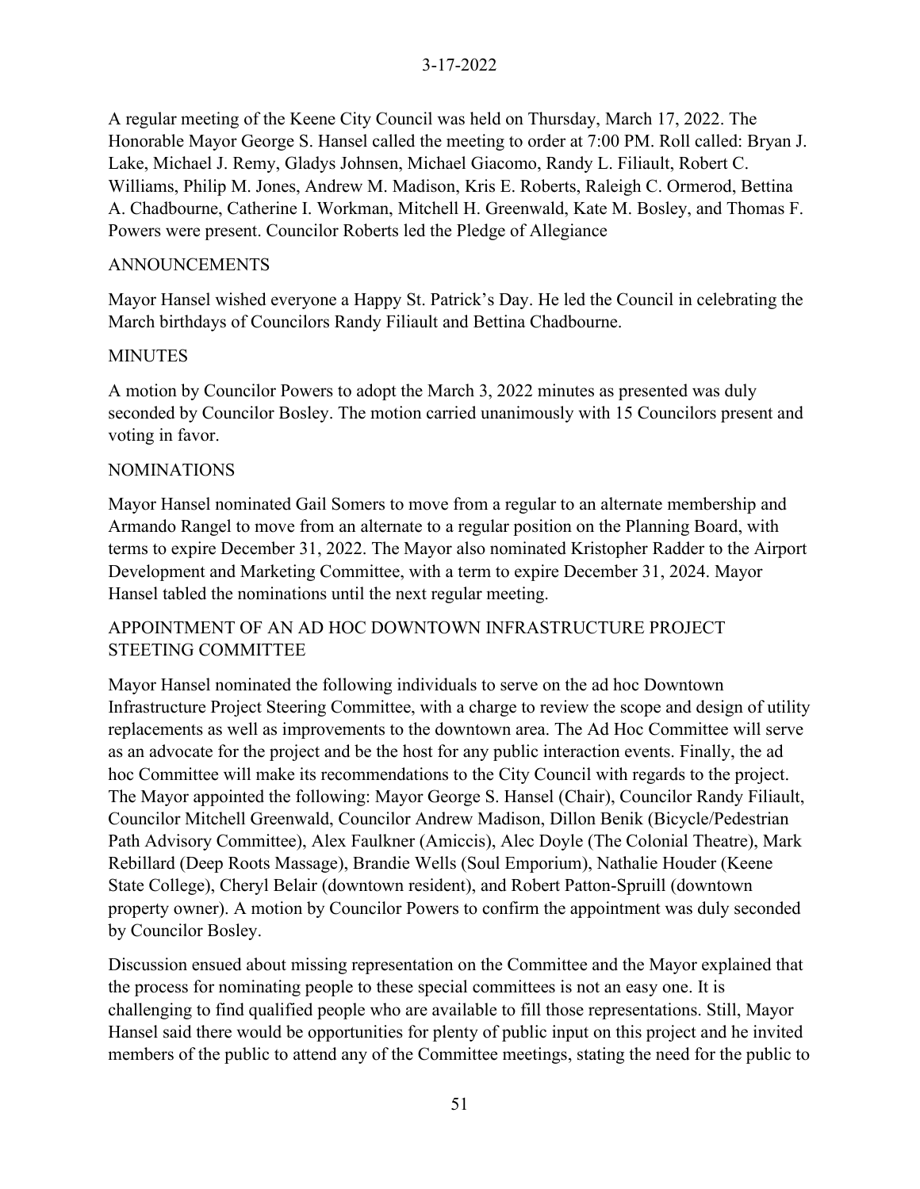A regular meeting of the Keene City Council was held on Thursday, March 17, 2022. The Honorable Mayor George S. Hansel called the meeting to order at 7:00 PM. Roll called: Bryan J. Lake, Michael J. Remy, Gladys Johnsen, Michael Giacomo, Randy L. Filiault, Robert C. Williams, Philip M. Jones, Andrew M. Madison, Kris E. Roberts, Raleigh C. Ormerod, Bettina A. Chadbourne, Catherine I. Workman, Mitchell H. Greenwald, Kate M. Bosley, and Thomas F. Powers were present. Councilor Roberts led the Pledge of Allegiance

## ANNOUNCEMENTS

Mayor Hansel wished everyone a Happy St. Patrick's Day. He led the Council in celebrating the March birthdays of Councilors Randy Filiault and Bettina Chadbourne.

## MINUTES

A motion by Councilor Powers to adopt the March 3, 2022 minutes as presented was duly seconded by Councilor Bosley. The motion carried unanimously with 15 Councilors present and voting in favor.

## NOMINATIONS

Mayor Hansel nominated Gail Somers to move from a regular to an alternate membership and Armando Rangel to move from an alternate to a regular position on the Planning Board, with terms to expire December 31, 2022. The Mayor also nominated Kristopher Radder to the Airport Development and Marketing Committee, with a term to expire December 31, 2024. Mayor Hansel tabled the nominations until the next regular meeting.

## APPOINTMENT OF AN AD HOC DOWNTOWN INFRASTRUCTURE PROJECT STEETING COMMITTEE

Mayor Hansel nominated the following individuals to serve on the ad hoc Downtown Infrastructure Project Steering Committee, with a charge to review the scope and design of utility replacements as well as improvements to the downtown area. The Ad Hoc Committee will serve as an advocate for the project and be the host for any public interaction events. Finally, the ad hoc Committee will make its recommendations to the City Council with regards to the project. The Mayor appointed the following: Mayor George S. Hansel (Chair), Councilor Randy Filiault, Councilor Mitchell Greenwald, Councilor Andrew Madison, Dillon Benik (Bicycle/Pedestrian Path Advisory Committee), Alex Faulkner (Amiccis), Alec Doyle (The Colonial Theatre), Mark Rebillard (Deep Roots Massage), Brandie Wells (Soul Emporium), Nathalie Houder (Keene State College), Cheryl Belair (downtown resident), and Robert Patton-Spruill (downtown property owner). A motion by Councilor Powers to confirm the appointment was duly seconded by Councilor Bosley.

Discussion ensued about missing representation on the Committee and the Mayor explained that the process for nominating people to these special committees is not an easy one. It is challenging to find qualified people who are available to fill those representations. Still, Mayor Hansel said there would be opportunities for plenty of public input on this project and he invited members of the public to attend any of the Committee meetings, stating the need for the public to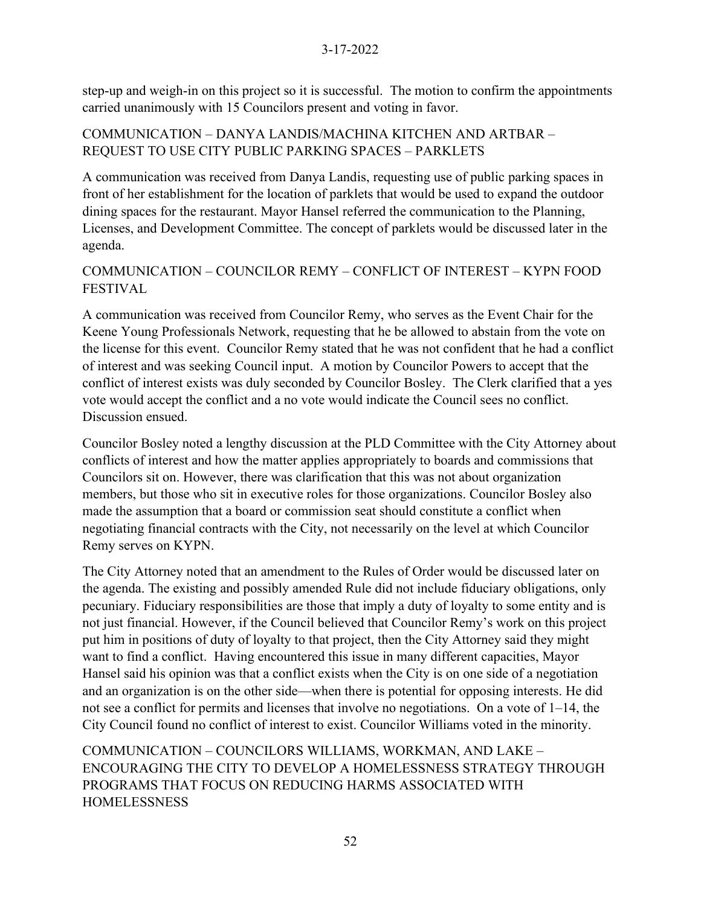step-up and weigh-in on this project so it is successful. The motion to confirm the appointments carried unanimously with 15 Councilors present and voting in favor.

## COMMUNICATION – DANYA LANDIS/MACHINA KITCHEN AND ARTBAR – REQUEST TO USE CITY PUBLIC PARKING SPACES – PARKLETS

A communication was received from Danya Landis, requesting use of public parking spaces in front of her establishment for the location of parklets that would be used to expand the outdoor dining spaces for the restaurant. Mayor Hansel referred the communication to the Planning, Licenses, and Development Committee. The concept of parklets would be discussed later in the agenda.

## COMMUNICATION – COUNCILOR REMY – CONFLICT OF INTEREST – KYPN FOOD FESTIVAL

A communication was received from Councilor Remy, who serves as the Event Chair for the Keene Young Professionals Network, requesting that he be allowed to abstain from the vote on the license for this event. Councilor Remy stated that he was not confident that he had a conflict of interest and was seeking Council input. A motion by Councilor Powers to accept that the conflict of interest exists was duly seconded by Councilor Bosley. The Clerk clarified that a yes vote would accept the conflict and a no vote would indicate the Council sees no conflict. Discussion ensued.

Councilor Bosley noted a lengthy discussion at the PLD Committee with the City Attorney about conflicts of interest and how the matter applies appropriately to boards and commissions that Councilors sit on. However, there was clarification that this was not about organization members, but those who sit in executive roles for those organizations. Councilor Bosley also made the assumption that a board or commission seat should constitute a conflict when negotiating financial contracts with the City, not necessarily on the level at which Councilor Remy serves on KYPN.

The City Attorney noted that an amendment to the Rules of Order would be discussed later on the agenda. The existing and possibly amended Rule did not include fiduciary obligations, only pecuniary. Fiduciary responsibilities are those that imply a duty of loyalty to some entity and is not just financial. However, if the Council believed that Councilor Remy's work on this project put him in positions of duty of loyalty to that project, then the City Attorney said they might want to find a conflict. Having encountered this issue in many different capacities, Mayor Hansel said his opinion was that a conflict exists when the City is on one side of a negotiation and an organization is on the other side—when there is potential for opposing interests. He did not see a conflict for permits and licenses that involve no negotiations. On a vote of 1–14, the City Council found no conflict of interest to exist. Councilor Williams voted in the minority.

## COMMUNICATION – COUNCILORS WILLIAMS, WORKMAN, AND LAKE – ENCOURAGING THE CITY TO DEVELOP A HOMELESSNESS STRATEGY THROUGH PROGRAMS THAT FOCUS ON REDUCING HARMS ASSOCIATED WITH HOMELESSNESS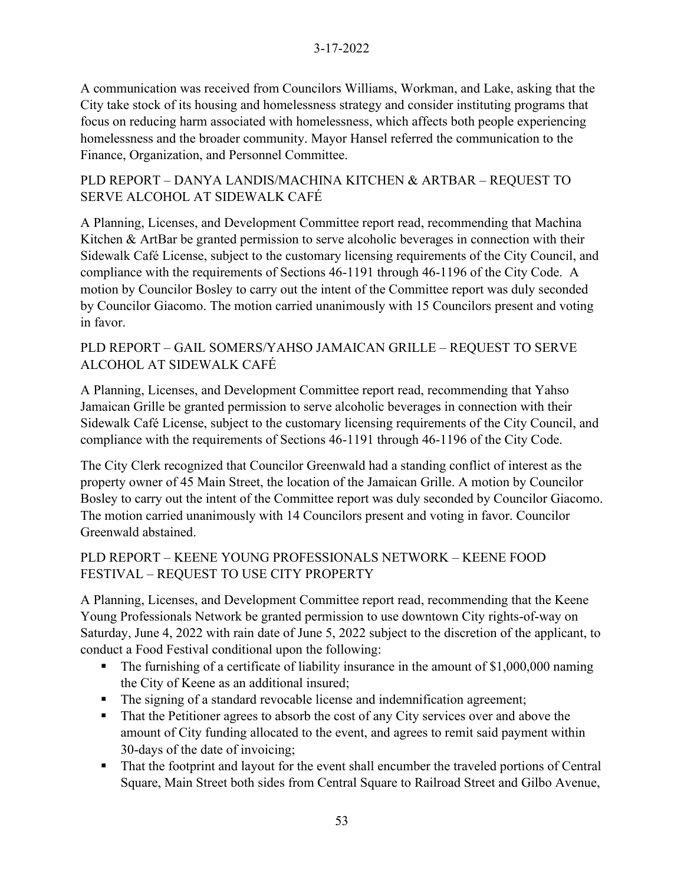A communication was received from Councilors Williams, Workman, and Lake, asking that the City take stock of its housing and homelessness strategy and consider instituting programs that focus on reducing harm associated with homelessness, which affects both people experiencing homelessness and the broader community. Mayor Hansel referred the communication to the Finance, Organization, and Personnel Committee.

## PLD REPORT – DANYA LANDIS/MACHINA KITCHEN & ARTBAR – REQUEST TO SERVE ALCOHOL AT SIDEWALK CAFÉ

A Planning, Licenses, and Development Committee report read, recommending that Machina Kitchen & ArtBar be granted permission to serve alcoholic beverages in connection with their Sidewalk Café License, subject to the customary licensing requirements of the City Council, and compliance with the requirements of Sections 46-1191 through 46-1196 of the City Code. A motion by Councilor Bosley to carry out the intent of the Committee report was duly seconded by Councilor Giacomo. The motion carried unanimously with 15 Councilors present and voting in favor.

## PLD REPORT – GAIL SOMERS/YAHSO JAMAICAN GRILLE – REQUEST TO SERVE ALCOHOL AT SIDEWALK CAFÉ

A Planning, Licenses, and Development Committee report read, recommending that Yahso Jamaican Grille be granted permission to serve alcoholic beverages in connection with their Sidewalk Café License, subject to the customary licensing requirements of the City Council, and compliance with the requirements of Sections 46-1191 through 46-1196 of the City Code.

The City Clerk recognized that Councilor Greenwald had a standing conflict of interest as the property owner of 45 Main Street, the location of the Jamaican Grille. A motion by Councilor Bosley to carry out the intent of the Committee report was duly seconded by Councilor Giacomo. The motion carried unanimously with 14 Councilors present and voting in favor. Councilor Greenwald abstained.

## PLD REPORT – KEENE YOUNG PROFESSIONALS NETWORK – KEENE FOOD FESTIVAL – REQUEST TO USE CITY PROPERTY

A Planning, Licenses, and Development Committee report read, recommending that the Keene Young Professionals Network be granted permission to use downtown City rights-of-way on Saturday, June 4, 2022 with rain date of June 5, 2022 subject to the discretion of the applicant, to conduct a Food Festival conditional upon the following:

- The furnishing of a certificate of liability insurance in the amount of $1,000,000 naming the City of Keene as an additional insured;
- The signing of a standard revocable license and indemnification agreement;
- That the Petitioner agrees to absorb the cost of any City services over and above the amount of City funding allocated to the event, and agrees to remit said payment within 30-days of the date of invoicing;
- That the footprint and layout for the event shall encumber the traveled portions of Central Square, Main Street both sides from Central Square to Railroad Street and Gilbo Avenue,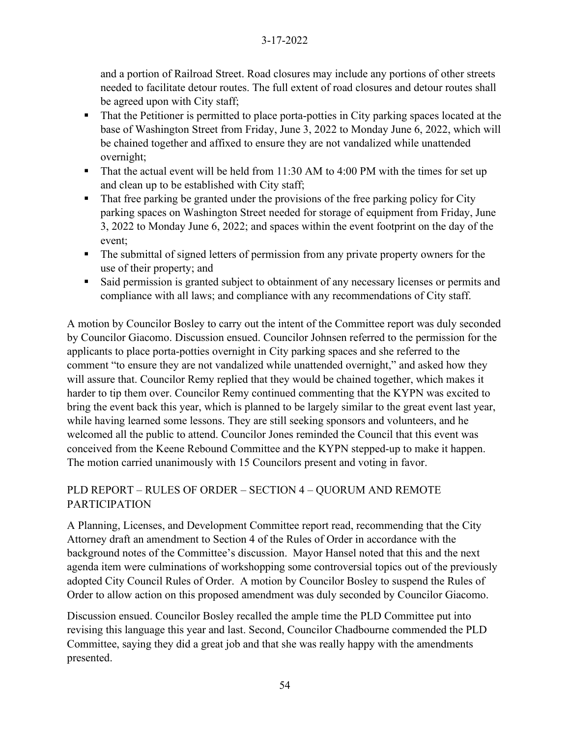and a portion of Railroad Street. Road closures may include any portions of other streets needed to facilitate detour routes. The full extent of road closures and detour routes shall be agreed upon with City staff;

- That the Petitioner is permitted to place porta-potties in City parking spaces located at the base of Washington Street from Friday, June 3, 2022 to Monday June 6, 2022, which will be chained together and affixed to ensure they are not vandalized while unattended overnight;
- That the actual event will be held from 11:30 AM to 4:00 PM with the times for set up and clean up to be established with City staff;
- That free parking be granted under the provisions of the free parking policy for City parking spaces on Washington Street needed for storage of equipment from Friday, June 3, 2022 to Monday June 6, 2022; and spaces within the event footprint on the day of the event;
- The submittal of signed letters of permission from any private property owners for the use of their property; and
- Said permission is granted subject to obtainment of any necessary licenses or permits and compliance with all laws; and compliance with any recommendations of City staff.

A motion by Councilor Bosley to carry out the intent of the Committee report was duly seconded by Councilor Giacomo. Discussion ensued. Councilor Johnsen referred to the permission for the applicants to place porta-potties overnight in City parking spaces and she referred to the comment "to ensure they are not vandalized while unattended overnight," and asked how they will assure that. Councilor Remy replied that they would be chained together, which makes it harder to tip them over. Councilor Remy continued commenting that the KYPN was excited to bring the event back this year, which is planned to be largely similar to the great event last year, while having learned some lessons. They are still seeking sponsors and volunteers, and he welcomed all the public to attend. Councilor Jones reminded the Council that this event was conceived from the Keene Rebound Committee and the KYPN stepped-up to make it happen. The motion carried unanimously with 15 Councilors present and voting in favor.

## PLD REPORT – RULES OF ORDER – SECTION 4 – QUORUM AND REMOTE PARTICIPATION

A Planning, Licenses, and Development Committee report read, recommending that the City Attorney draft an amendment to Section 4 of the Rules of Order in accordance with the background notes of the Committee's discussion. Mayor Hansel noted that this and the next agenda item were culminations of workshopping some controversial topics out of the previously adopted City Council Rules of Order. A motion by Councilor Bosley to suspend the Rules of Order to allow action on this proposed amendment was duly seconded by Councilor Giacomo.

Discussion ensued. Councilor Bosley recalled the ample time the PLD Committee put into revising this language this year and last. Second, Councilor Chadbourne commended the PLD Committee, saying they did a great job and that she was really happy with the amendments presented.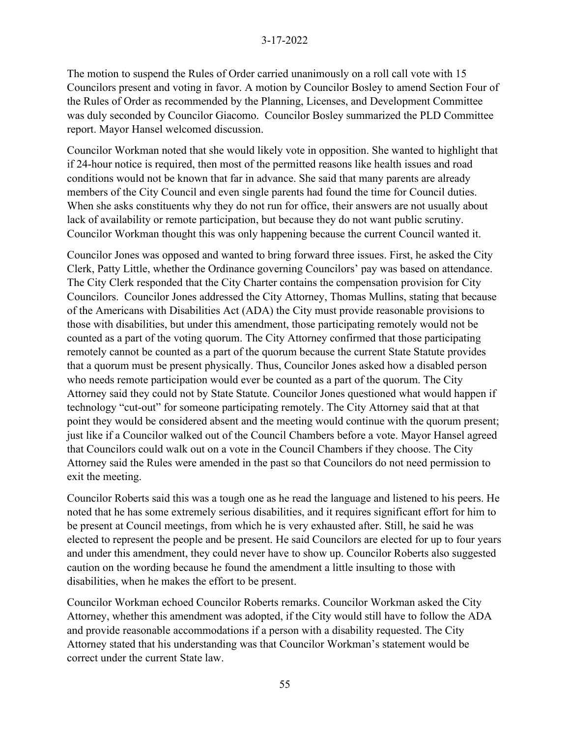The motion to suspend the Rules of Order carried unanimously on a roll call vote with 15 Councilors present and voting in favor. A motion by Councilor Bosley to amend Section Four of the Rules of Order as recommended by the Planning, Licenses, and Development Committee was duly seconded by Councilor Giacomo. Councilor Bosley summarized the PLD Committee report. Mayor Hansel welcomed discussion.

Councilor Workman noted that she would likely vote in opposition. She wanted to highlight that if 24-hour notice is required, then most of the permitted reasons like health issues and road conditions would not be known that far in advance. She said that many parents are already members of the City Council and even single parents had found the time for Council duties. When she asks constituents why they do not run for office, their answers are not usually about lack of availability or remote participation, but because they do not want public scrutiny. Councilor Workman thought this was only happening because the current Council wanted it.

Councilor Jones was opposed and wanted to bring forward three issues. First, he asked the City Clerk, Patty Little, whether the Ordinance governing Councilors' pay was based on attendance. The City Clerk responded that the City Charter contains the compensation provision for City Councilors. Councilor Jones addressed the City Attorney, Thomas Mullins, stating that because of the Americans with Disabilities Act (ADA) the City must provide reasonable provisions to those with disabilities, but under this amendment, those participating remotely would not be counted as a part of the voting quorum. The City Attorney confirmed that those participating remotely cannot be counted as a part of the quorum because the current State Statute provides that a quorum must be present physically. Thus, Councilor Jones asked how a disabled person who needs remote participation would ever be counted as a part of the quorum. The City Attorney said they could not by State Statute. Councilor Jones questioned what would happen if technology "cut-out" for someone participating remotely. The City Attorney said that at that point they would be considered absent and the meeting would continue with the quorum present; just like if a Councilor walked out of the Council Chambers before a vote. Mayor Hansel agreed that Councilors could walk out on a vote in the Council Chambers if they choose. The City Attorney said the Rules were amended in the past so that Councilors do not need permission to exit the meeting.

Councilor Roberts said this was a tough one as he read the language and listened to his peers. He noted that he has some extremely serious disabilities, and it requires significant effort for him to be present at Council meetings, from which he is very exhausted after. Still, he said he was elected to represent the people and be present. He said Councilors are elected for up to four years and under this amendment, they could never have to show up. Councilor Roberts also suggested caution on the wording because he found the amendment a little insulting to those with disabilities, when he makes the effort to be present.

Councilor Workman echoed Councilor Roberts remarks. Councilor Workman asked the City Attorney, whether this amendment was adopted, if the City would still have to follow the ADA and provide reasonable accommodations if a person with a disability requested. The City Attorney stated that his understanding was that Councilor Workman's statement would be correct under the current State law.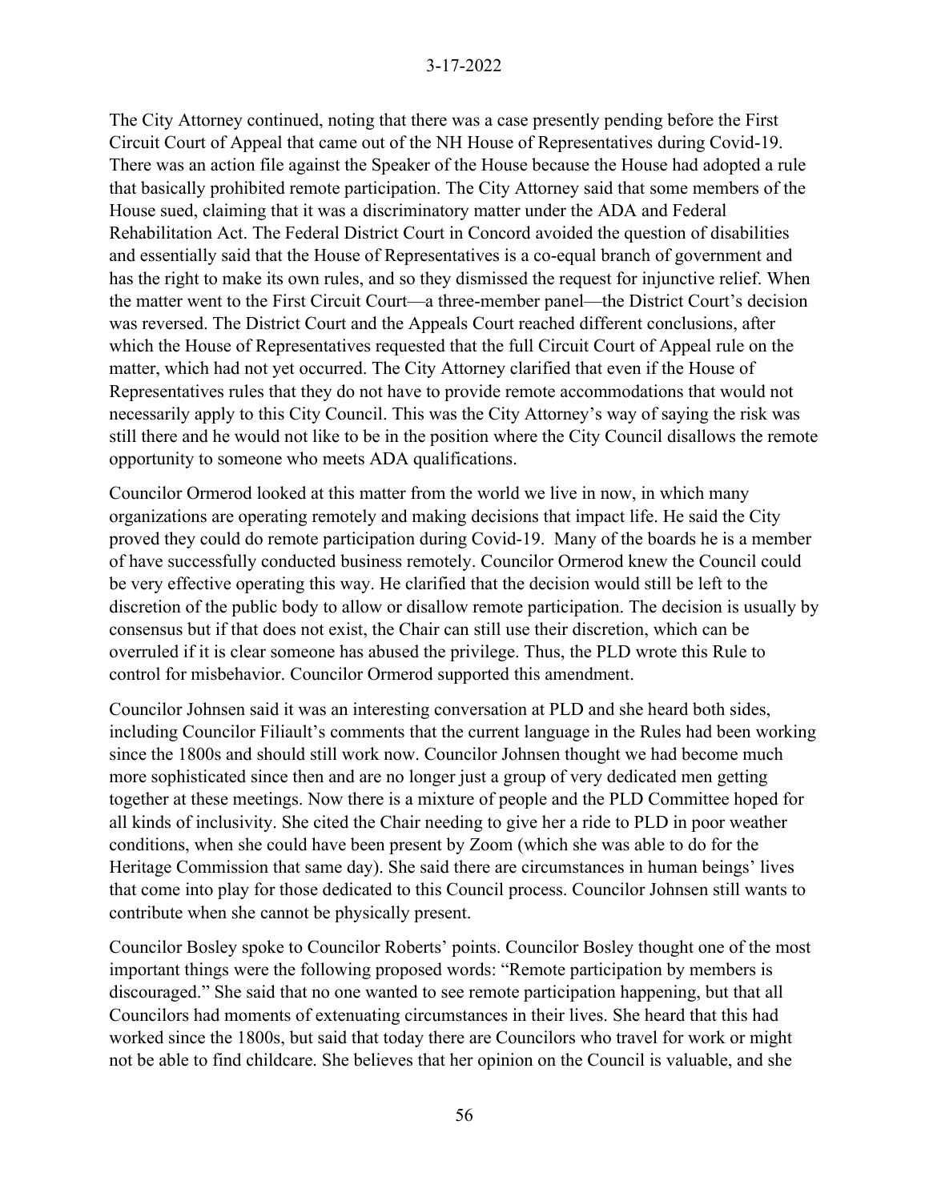The City Attorney continued, noting that there was a case presently pending before the First Circuit Court of Appeal that came out of the NH House of Representatives during Covid-19. There was an action file against the Speaker of the House because the House had adopted a rule that basically prohibited remote participation. The City Attorney said that some members of the House sued, claiming that it was a discriminatory matter under the ADA and Federal Rehabilitation Act. The Federal District Court in Concord avoided the question of disabilities and essentially said that the House of Representatives is a co-equal branch of government and has the right to make its own rules, and so they dismissed the request for injunctive relief. When the matter went to the First Circuit Court—a three-member panel—the District Court's decision was reversed. The District Court and the Appeals Court reached different conclusions, after which the House of Representatives requested that the full Circuit Court of Appeal rule on the matter, which had not yet occurred. The City Attorney clarified that even if the House of Representatives rules that they do not have to provide remote accommodations that would not necessarily apply to this City Council. This was the City Attorney's way of saying the risk was still there and he would not like to be in the position where the City Council disallows the remote opportunity to someone who meets ADA qualifications.

Councilor Ormerod looked at this matter from the world we live in now, in which many organizations are operating remotely and making decisions that impact life. He said the City proved they could do remote participation during Covid-19. Many of the boards he is a member of have successfully conducted business remotely. Councilor Ormerod knew the Council could be very effective operating this way. He clarified that the decision would still be left to the discretion of the public body to allow or disallow remote participation. The decision is usually by consensus but if that does not exist, the Chair can still use their discretion, which can be overruled if it is clear someone has abused the privilege. Thus, the PLD wrote this Rule to control for misbehavior. Councilor Ormerod supported this amendment.

Councilor Johnsen said it was an interesting conversation at PLD and she heard both sides, including Councilor Filiault's comments that the current language in the Rules had been working since the 1800s and should still work now. Councilor Johnsen thought we had become much more sophisticated since then and are no longer just a group of very dedicated men getting together at these meetings. Now there is a mixture of people and the PLD Committee hoped for all kinds of inclusivity. She cited the Chair needing to give her a ride to PLD in poor weather conditions, when she could have been present by Zoom (which she was able to do for the Heritage Commission that same day). She said there are circumstances in human beings' lives that come into play for those dedicated to this Council process. Councilor Johnsen still wants to contribute when she cannot be physically present.

Councilor Bosley spoke to Councilor Roberts' points. Councilor Bosley thought one of the most important things were the following proposed words: "Remote participation by members is discouraged." She said that no one wanted to see remote participation happening, but that all Councilors had moments of extenuating circumstances in their lives. She heard that this had worked since the 1800s, but said that today there are Councilors who travel for work or might not be able to find childcare. She believes that her opinion on the Council is valuable, and she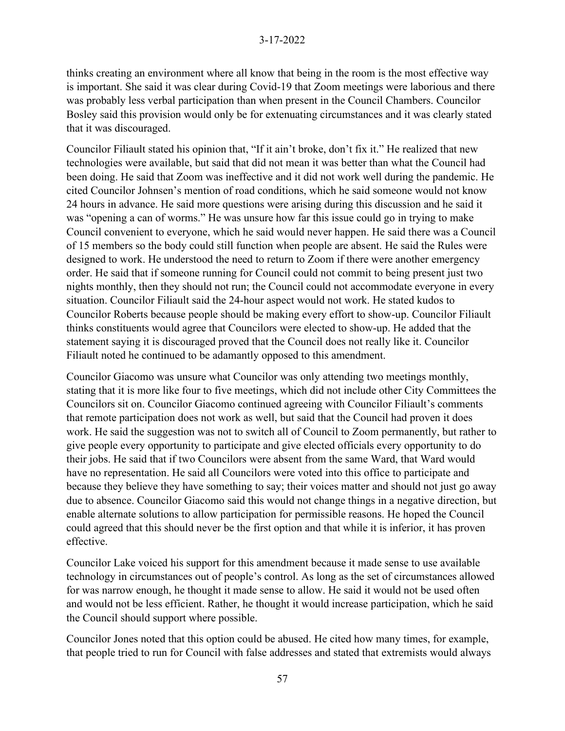thinks creating an environment where all know that being in the room is the most effective way is important. She said it was clear during Covid-19 that Zoom meetings were laborious and there was probably less verbal participation than when present in the Council Chambers. Councilor Bosley said this provision would only be for extenuating circumstances and it was clearly stated that it was discouraged.

Councilor Filiault stated his opinion that, "If it ain't broke, don't fix it." He realized that new technologies were available, but said that did not mean it was better than what the Council had been doing. He said that Zoom was ineffective and it did not work well during the pandemic. He cited Councilor Johnsen's mention of road conditions, which he said someone would not know 24 hours in advance. He said more questions were arising during this discussion and he said it was "opening a can of worms." He was unsure how far this issue could go in trying to make Council convenient to everyone, which he said would never happen. He said there was a Council of 15 members so the body could still function when people are absent. He said the Rules were designed to work. He understood the need to return to Zoom if there were another emergency order. He said that if someone running for Council could not commit to being present just two nights monthly, then they should not run; the Council could not accommodate everyone in every situation. Councilor Filiault said the 24-hour aspect would not work. He stated kudos to Councilor Roberts because people should be making every effort to show-up. Councilor Filiault thinks constituents would agree that Councilors were elected to show-up. He added that the statement saying it is discouraged proved that the Council does not really like it. Councilor Filiault noted he continued to be adamantly opposed to this amendment.

Councilor Giacomo was unsure what Councilor was only attending two meetings monthly, stating that it is more like four to five meetings, which did not include other City Committees the Councilors sit on. Councilor Giacomo continued agreeing with Councilor Filiault's comments that remote participation does not work as well, but said that the Council had proven it does work. He said the suggestion was not to switch all of Council to Zoom permanently, but rather to give people every opportunity to participate and give elected officials every opportunity to do their jobs. He said that if two Councilors were absent from the same Ward, that Ward would have no representation. He said all Councilors were voted into this office to participate and because they believe they have something to say; their voices matter and should not just go away due to absence. Councilor Giacomo said this would not change things in a negative direction, but enable alternate solutions to allow participation for permissible reasons. He hoped the Council could agreed that this should never be the first option and that while it is inferior, it has proven effective.

Councilor Lake voiced his support for this amendment because it made sense to use available technology in circumstances out of people's control. As long as the set of circumstances allowed for was narrow enough, he thought it made sense to allow. He said it would not be used often and would not be less efficient. Rather, he thought it would increase participation, which he said the Council should support where possible.

Councilor Jones noted that this option could be abused. He cited how many times, for example, that people tried to run for Council with false addresses and stated that extremists would always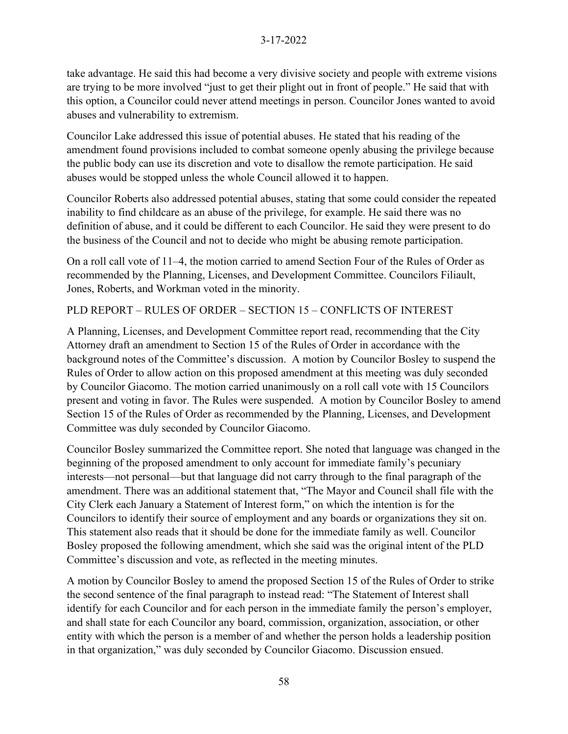take advantage. He said this had become a very divisive society and people with extreme visions are trying to be more involved "just to get their plight out in front of people." He said that with this option, a Councilor could never attend meetings in person. Councilor Jones wanted to avoid abuses and vulnerability to extremism.

Councilor Lake addressed this issue of potential abuses. He stated that his reading of the amendment found provisions included to combat someone openly abusing the privilege because the public body can use its discretion and vote to disallow the remote participation. He said abuses would be stopped unless the whole Council allowed it to happen.

Councilor Roberts also addressed potential abuses, stating that some could consider the repeated inability to find childcare as an abuse of the privilege, for example. He said there was no definition of abuse, and it could be different to each Councilor. He said they were present to do the business of the Council and not to decide who might be abusing remote participation.

On a roll call vote of 11–4, the motion carried to amend Section Four of the Rules of Order as recommended by the Planning, Licenses, and Development Committee. Councilors Filiault, Jones, Roberts, and Workman voted in the minority.

PLD REPORT – RULES OF ORDER – SECTION 15 – CONFLICTS OF INTEREST

A Planning, Licenses, and Development Committee report read, recommending that the City Attorney draft an amendment to Section 15 of the Rules of Order in accordance with the background notes of the Committee's discussion. A motion by Councilor Bosley to suspend the Rules of Order to allow action on this proposed amendment at this meeting was duly seconded by Councilor Giacomo. The motion carried unanimously on a roll call vote with 15 Councilors present and voting in favor. The Rules were suspended. A motion by Councilor Bosley to amend Section 15 of the Rules of Order as recommended by the Planning, Licenses, and Development Committee was duly seconded by Councilor Giacomo.

Councilor Bosley summarized the Committee report. She noted that language was changed in the beginning of the proposed amendment to only account for immediate family's pecuniary interests—not personal—but that language did not carry through to the final paragraph of the amendment. There was an additional statement that, "The Mayor and Council shall file with the City Clerk each January a Statement of Interest form," on which the intention is for the Councilors to identify their source of employment and any boards or organizations they sit on. This statement also reads that it should be done for the immediate family as well. Councilor Bosley proposed the following amendment, which she said was the original intent of the PLD Committee's discussion and vote, as reflected in the meeting minutes.

A motion by Councilor Bosley to amend the proposed Section 15 of the Rules of Order to strike the second sentence of the final paragraph to instead read: "The Statement of Interest shall identify for each Councilor and for each person in the immediate family the person's employer, and shall state for each Councilor any board, commission, organization, association, or other entity with which the person is a member of and whether the person holds a leadership position in that organization," was duly seconded by Councilor Giacomo. Discussion ensued.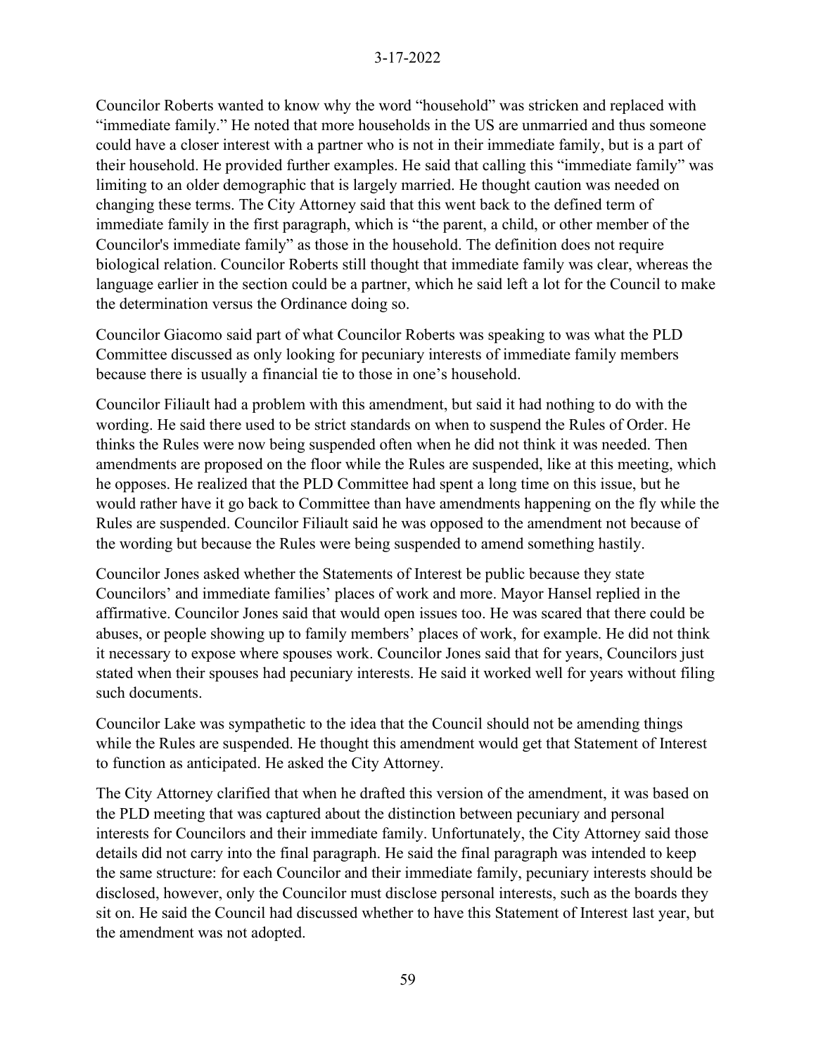Councilor Roberts wanted to know why the word "household" was stricken and replaced with "immediate family." He noted that more households in the US are unmarried and thus someone could have a closer interest with a partner who is not in their immediate family, but is a part of their household. He provided further examples. He said that calling this "immediate family" was limiting to an older demographic that is largely married. He thought caution was needed on changing these terms. The City Attorney said that this went back to the defined term of immediate family in the first paragraph, which is "the parent, a child, or other member of the Councilor's immediate family" as those in the household. The definition does not require biological relation. Councilor Roberts still thought that immediate family was clear, whereas the language earlier in the section could be a partner, which he said left a lot for the Council to make the determination versus the Ordinance doing so.

Councilor Giacomo said part of what Councilor Roberts was speaking to was what the PLD Committee discussed as only looking for pecuniary interests of immediate family members because there is usually a financial tie to those in one's household.

Councilor Filiault had a problem with this amendment, but said it had nothing to do with the wording. He said there used to be strict standards on when to suspend the Rules of Order. He thinks the Rules were now being suspended often when he did not think it was needed. Then amendments are proposed on the floor while the Rules are suspended, like at this meeting, which he opposes. He realized that the PLD Committee had spent a long time on this issue, but he would rather have it go back to Committee than have amendments happening on the fly while the Rules are suspended. Councilor Filiault said he was opposed to the amendment not because of the wording but because the Rules were being suspended to amend something hastily.

Councilor Jones asked whether the Statements of Interest be public because they state Councilors' and immediate families' places of work and more. Mayor Hansel replied in the affirmative. Councilor Jones said that would open issues too. He was scared that there could be abuses, or people showing up to family members' places of work, for example. He did not think it necessary to expose where spouses work. Councilor Jones said that for years, Councilors just stated when their spouses had pecuniary interests. He said it worked well for years without filing such documents.

Councilor Lake was sympathetic to the idea that the Council should not be amending things while the Rules are suspended. He thought this amendment would get that Statement of Interest to function as anticipated. He asked the City Attorney.

The City Attorney clarified that when he drafted this version of the amendment, it was based on the PLD meeting that was captured about the distinction between pecuniary and personal interests for Councilors and their immediate family. Unfortunately, the City Attorney said those details did not carry into the final paragraph. He said the final paragraph was intended to keep the same structure: for each Councilor and their immediate family, pecuniary interests should be disclosed, however, only the Councilor must disclose personal interests, such as the boards they sit on. He said the Council had discussed whether to have this Statement of Interest last year, but the amendment was not adopted.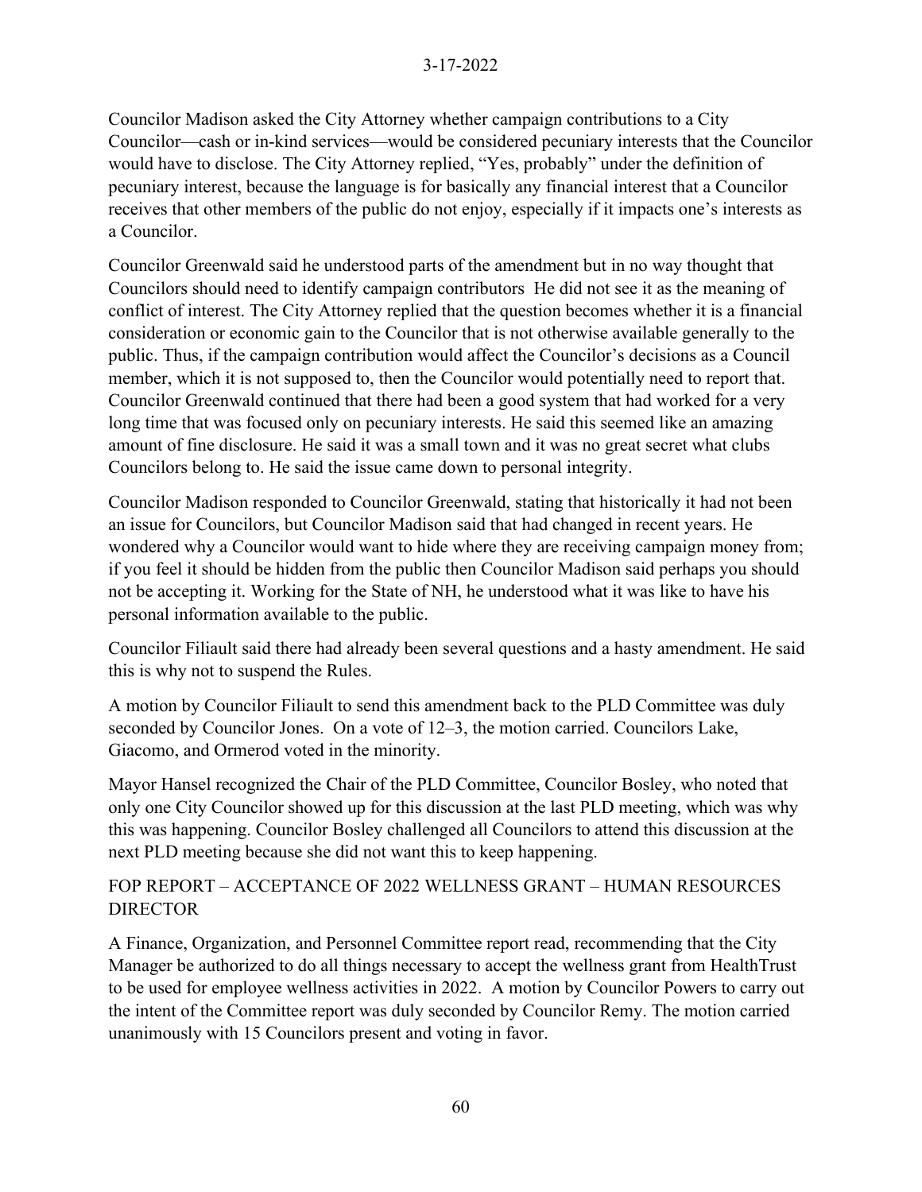Councilor Madison asked the City Attorney whether campaign contributions to a City Councilor—cash or in-kind services—would be considered pecuniary interests that the Councilor would have to disclose. The City Attorney replied, "Yes, probably" under the definition of pecuniary interest, because the language is for basically any financial interest that a Councilor receives that other members of the public do not enjoy, especially if it impacts one's interests as a Councilor.

Councilor Greenwald said he understood parts of the amendment but in no way thought that Councilors should need to identify campaign contributors He did not see it as the meaning of conflict of interest. The City Attorney replied that the question becomes whether it is a financial consideration or economic gain to the Councilor that is not otherwise available generally to the public. Thus, if the campaign contribution would affect the Councilor's decisions as a Council member, which it is not supposed to, then the Councilor would potentially need to report that. Councilor Greenwald continued that there had been a good system that had worked for a very long time that was focused only on pecuniary interests. He said this seemed like an amazing amount of fine disclosure. He said it was a small town and it was no great secret what clubs Councilors belong to. He said the issue came down to personal integrity.

Councilor Madison responded to Councilor Greenwald, stating that historically it had not been an issue for Councilors, but Councilor Madison said that had changed in recent years. He wondered why a Councilor would want to hide where they are receiving campaign money from; if you feel it should be hidden from the public then Councilor Madison said perhaps you should not be accepting it. Working for the State of NH, he understood what it was like to have his personal information available to the public.

Councilor Filiault said there had already been several questions and a hasty amendment. He said this is why not to suspend the Rules.

A motion by Councilor Filiault to send this amendment back to the PLD Committee was duly seconded by Councilor Jones. On a vote of 12–3, the motion carried. Councilors Lake, Giacomo, and Ormerod voted in the minority.

Mayor Hansel recognized the Chair of the PLD Committee, Councilor Bosley, who noted that only one City Councilor showed up for this discussion at the last PLD meeting, which was why this was happening. Councilor Bosley challenged all Councilors to attend this discussion at the next PLD meeting because she did not want this to keep happening.

FOP REPORT – ACCEPTANCE OF 2022 WELLNESS GRANT – HUMAN RESOURCES DIRECTOR

A Finance, Organization, and Personnel Committee report read, recommending that the City Manager be authorized to do all things necessary to accept the wellness grant from HealthTrust to be used for employee wellness activities in 2022. A motion by Councilor Powers to carry out the intent of the Committee report was duly seconded by Councilor Remy. The motion carried unanimously with 15 Councilors present and voting in favor.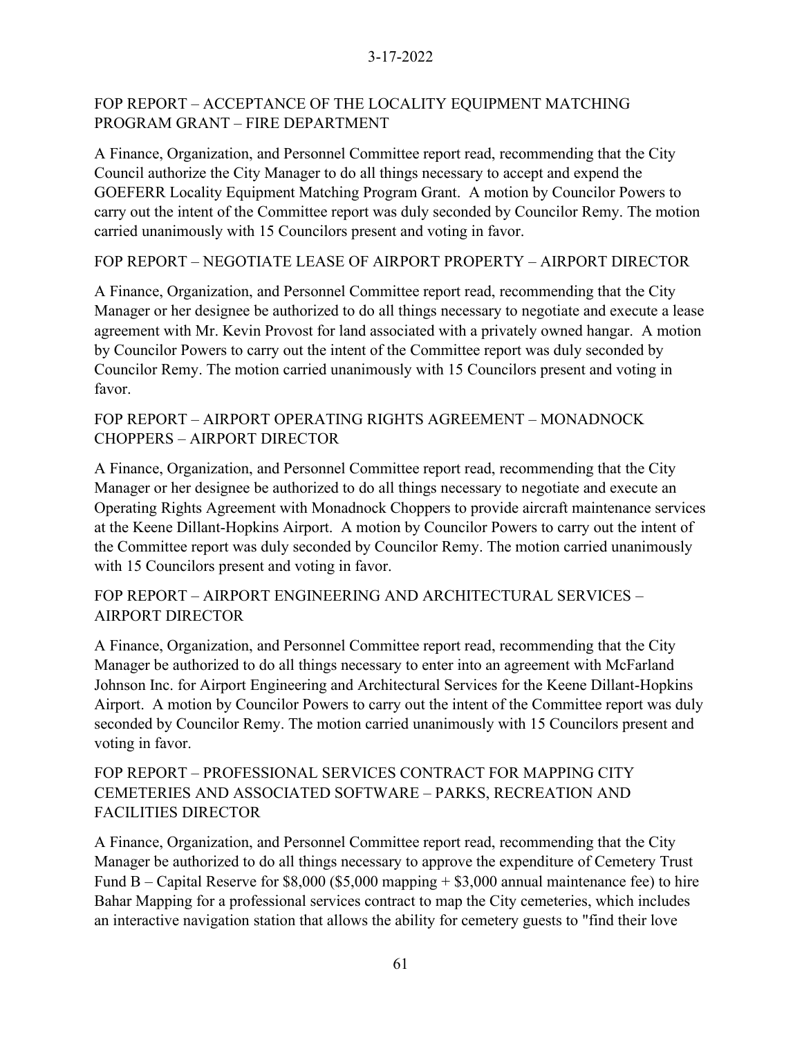## FOP REPORT – ACCEPTANCE OF THE LOCALITY EQUIPMENT MATCHING PROGRAM GRANT – FIRE DEPARTMENT

A Finance, Organization, and Personnel Committee report read, recommending that the City Council authorize the City Manager to do all things necessary to accept and expend the GOEFERR Locality Equipment Matching Program Grant. A motion by Councilor Powers to carry out the intent of the Committee report was duly seconded by Councilor Remy. The motion carried unanimously with 15 Councilors present and voting in favor.

## FOP REPORT – NEGOTIATE LEASE OF AIRPORT PROPERTY – AIRPORT DIRECTOR

A Finance, Organization, and Personnel Committee report read, recommending that the City Manager or her designee be authorized to do all things necessary to negotiate and execute a lease agreement with Mr. Kevin Provost for land associated with a privately owned hangar. A motion by Councilor Powers to carry out the intent of the Committee report was duly seconded by Councilor Remy. The motion carried unanimously with 15 Councilors present and voting in favor.

## FOP REPORT – AIRPORT OPERATING RIGHTS AGREEMENT – MONADNOCK CHOPPERS – AIRPORT DIRECTOR

A Finance, Organization, and Personnel Committee report read, recommending that the City Manager or her designee be authorized to do all things necessary to negotiate and execute an Operating Rights Agreement with Monadnock Choppers to provide aircraft maintenance services at the Keene Dillant-Hopkins Airport. A motion by Councilor Powers to carry out the intent of the Committee report was duly seconded by Councilor Remy. The motion carried unanimously with 15 Councilors present and voting in favor.

## FOP REPORT – AIRPORT ENGINEERING AND ARCHITECTURAL SERVICES – AIRPORT DIRECTOR

A Finance, Organization, and Personnel Committee report read, recommending that the City Manager be authorized to do all things necessary to enter into an agreement with McFarland Johnson Inc. for Airport Engineering and Architectural Services for the Keene Dillant-Hopkins Airport. A motion by Councilor Powers to carry out the intent of the Committee report was duly seconded by Councilor Remy. The motion carried unanimously with 15 Councilors present and voting in favor.

## FOP REPORT – PROFESSIONAL SERVICES CONTRACT FOR MAPPING CITY CEMETERIES AND ASSOCIATED SOFTWARE – PARKS, RECREATION AND FACILITIES DIRECTOR

A Finance, Organization, and Personnel Committee report read, recommending that the City Manager be authorized to do all things necessary to approve the expenditure of Cemetery Trust Fund B – Capital Reserve for $8,000 ($5,000 mapping + $3,000 annual maintenance fee) to hire Bahar Mapping for a professional services contract to map the City cemeteries, which includes an interactive navigation station that allows the ability for cemetery guests to "find their love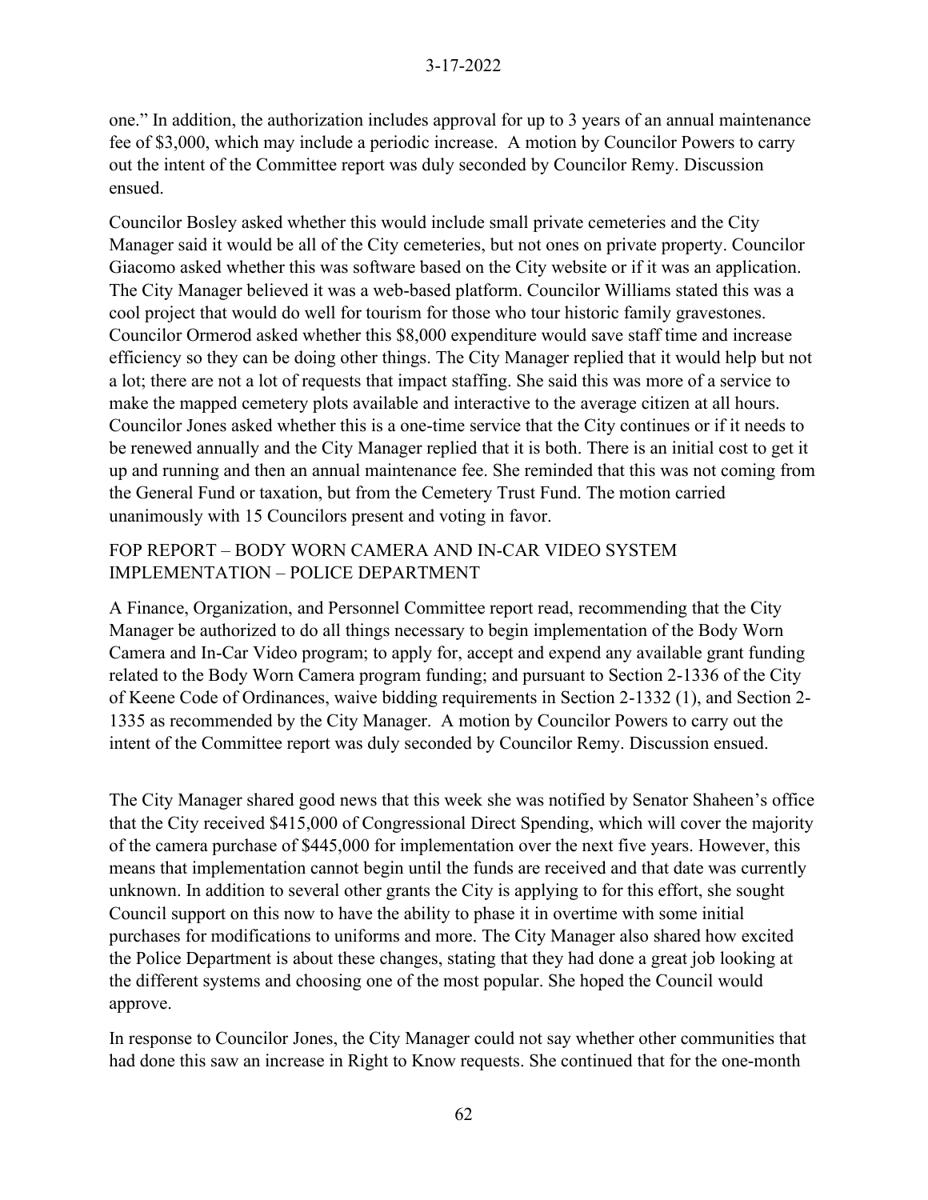one." In addition, the authorization includes approval for up to 3 years of an annual maintenance fee of $3,000, which may include a periodic increase. A motion by Councilor Powers to carry out the intent of the Committee report was duly seconded by Councilor Remy. Discussion ensued.

Councilor Bosley asked whether this would include small private cemeteries and the City Manager said it would be all of the City cemeteries, but not ones on private property. Councilor Giacomo asked whether this was software based on the City website or if it was an application. The City Manager believed it was a web-based platform. Councilor Williams stated this was a cool project that would do well for tourism for those who tour historic family gravestones. Councilor Ormerod asked whether this $8,000 expenditure would save staff time and increase efficiency so they can be doing other things. The City Manager replied that it would help but not a lot; there are not a lot of requests that impact staffing. She said this was more of a service to make the mapped cemetery plots available and interactive to the average citizen at all hours. Councilor Jones asked whether this is a one-time service that the City continues or if it needs to be renewed annually and the City Manager replied that it is both. There is an initial cost to get it up and running and then an annual maintenance fee. She reminded that this was not coming from the General Fund or taxation, but from the Cemetery Trust Fund. The motion carried unanimously with 15 Councilors present and voting in favor.

## FOP REPORT – BODY WORN CAMERA AND IN-CAR VIDEO SYSTEM IMPLEMENTATION – POLICE DEPARTMENT

A Finance, Organization, and Personnel Committee report read, recommending that the City Manager be authorized to do all things necessary to begin implementation of the Body Worn Camera and In-Car Video program; to apply for, accept and expend any available grant funding related to the Body Worn Camera program funding; and pursuant to Section 2-1336 of the City of Keene Code of Ordinances, waive bidding requirements in Section 2-1332 (1), and Section 2-1335 as recommended by the City Manager. A motion by Councilor Powers to carry out the intent of the Committee report was duly seconded by Councilor Remy. Discussion ensued.

The City Manager shared good news that this week she was notified by Senator Shaheen's office that the City received $415,000 of Congressional Direct Spending, which will cover the majority of the camera purchase of $445,000 for implementation over the next five years. However, this means that implementation cannot begin until the funds are received and that date was currently unknown. In addition to several other grants the City is applying to for this effort, she sought Council support on this now to have the ability to phase it in overtime with some initial purchases for modifications to uniforms and more. The City Manager also shared how excited the Police Department is about these changes, stating that they had done a great job looking at the different systems and choosing one of the most popular. She hoped the Council would approve.

In response to Councilor Jones, the City Manager could not say whether other communities that had done this saw an increase in Right to Know requests. She continued that for the one-month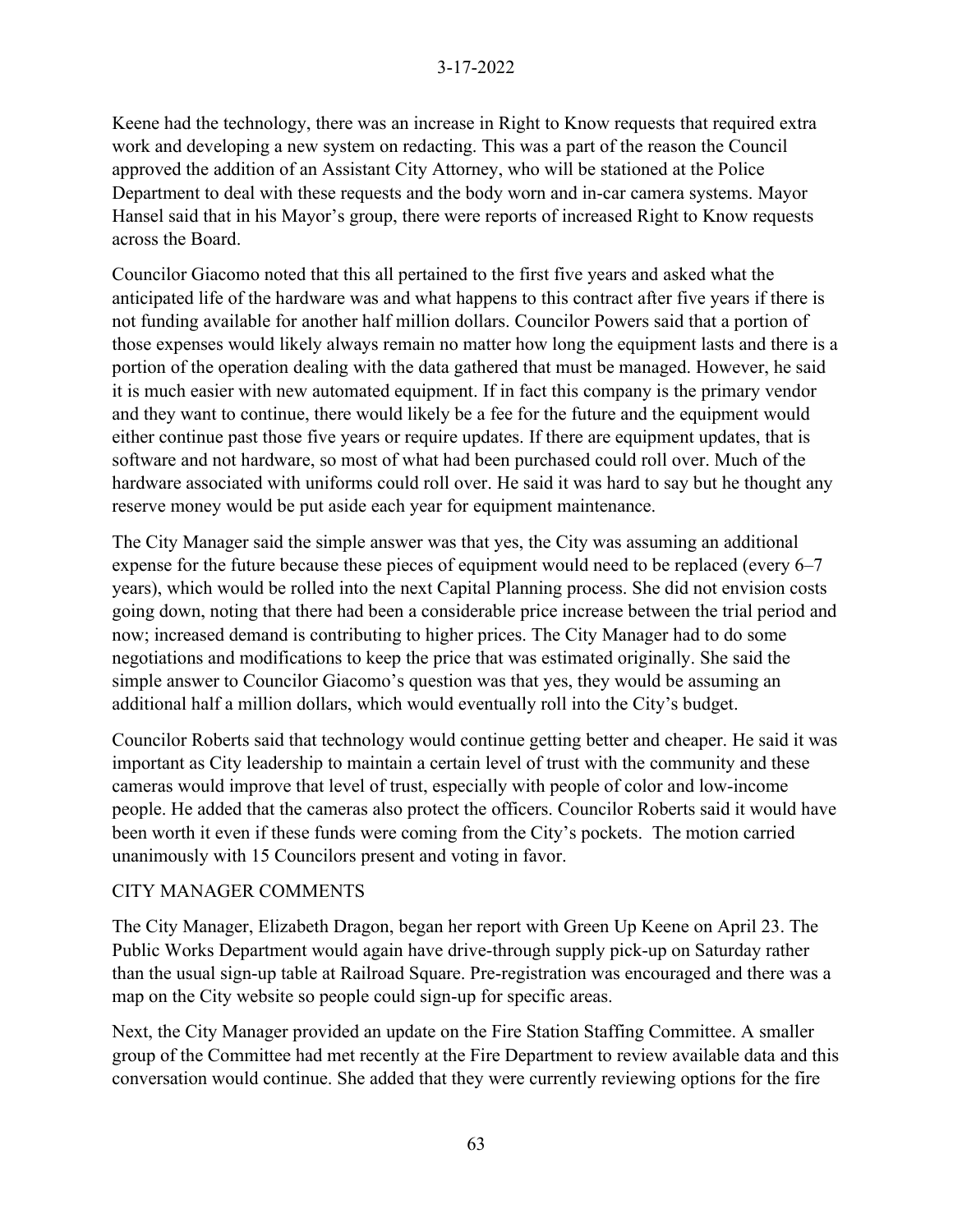Keene had the technology, there was an increase in Right to Know requests that required extra work and developing a new system on redacting. This was a part of the reason the Council approved the addition of an Assistant City Attorney, who will be stationed at the Police Department to deal with these requests and the body worn and in-car camera systems. Mayor Hansel said that in his Mayor's group, there were reports of increased Right to Know requests across the Board.

Councilor Giacomo noted that this all pertained to the first five years and asked what the anticipated life of the hardware was and what happens to this contract after five years if there is not funding available for another half million dollars. Councilor Powers said that a portion of those expenses would likely always remain no matter how long the equipment lasts and there is a portion of the operation dealing with the data gathered that must be managed. However, he said it is much easier with new automated equipment. If in fact this company is the primary vendor and they want to continue, there would likely be a fee for the future and the equipment would either continue past those five years or require updates. If there are equipment updates, that is software and not hardware, so most of what had been purchased could roll over. Much of the hardware associated with uniforms could roll over. He said it was hard to say but he thought any reserve money would be put aside each year for equipment maintenance.

The City Manager said the simple answer was that yes, the City was assuming an additional expense for the future because these pieces of equipment would need to be replaced (every 6–7 years), which would be rolled into the next Capital Planning process. She did not envision costs going down, noting that there had been a considerable price increase between the trial period and now; increased demand is contributing to higher prices. The City Manager had to do some negotiations and modifications to keep the price that was estimated originally. She said the simple answer to Councilor Giacomo's question was that yes, they would be assuming an additional half a million dollars, which would eventually roll into the City's budget.

Councilor Roberts said that technology would continue getting better and cheaper. He said it was important as City leadership to maintain a certain level of trust with the community and these cameras would improve that level of trust, especially with people of color and low-income people. He added that the cameras also protect the officers. Councilor Roberts said it would have been worth it even if these funds were coming from the City's pockets. The motion carried unanimously with 15 Councilors present and voting in favor.

CITY MANAGER COMMENTS

The City Manager, Elizabeth Dragon, began her report with Green Up Keene on April 23. The Public Works Department would again have drive-through supply pick-up on Saturday rather than the usual sign-up table at Railroad Square. Pre-registration was encouraged and there was a map on the City website so people could sign-up for specific areas.

Next, the City Manager provided an update on the Fire Station Staffing Committee. A smaller group of the Committee had met recently at the Fire Department to review available data and this conversation would continue. She added that they were currently reviewing options for the fire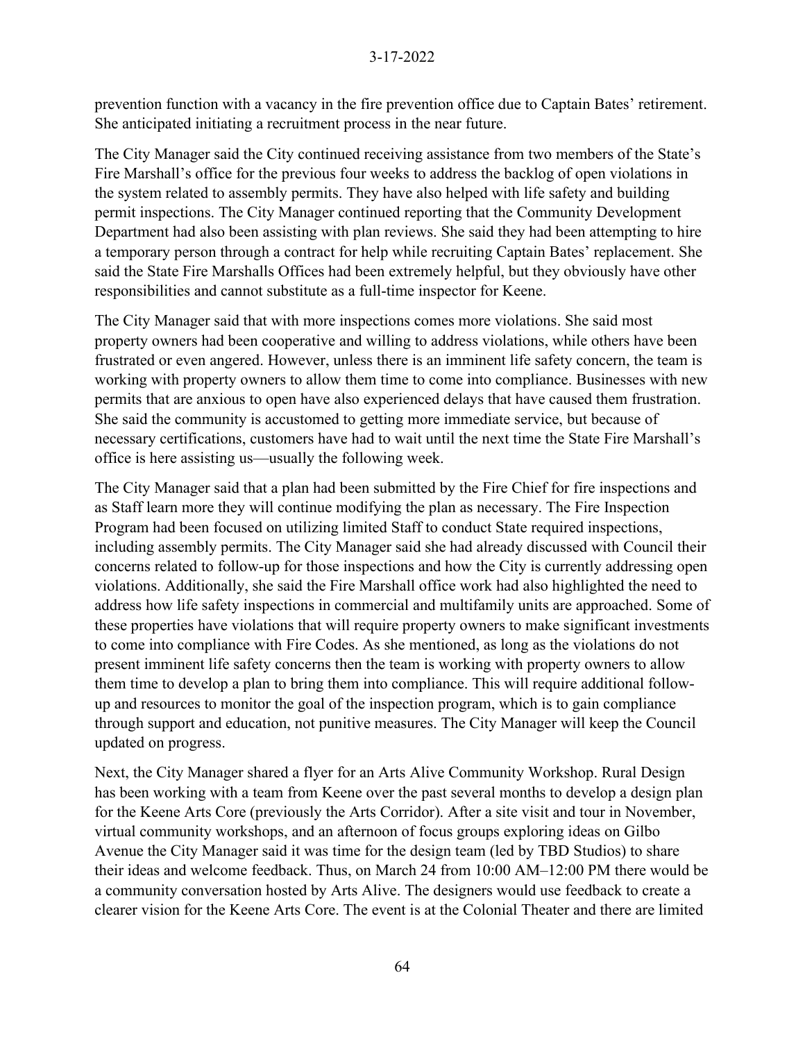prevention function with a vacancy in the fire prevention office due to Captain Bates' retirement. She anticipated initiating a recruitment process in the near future.

The City Manager said the City continued receiving assistance from two members of the State's Fire Marshall's office for the previous four weeks to address the backlog of open violations in the system related to assembly permits. They have also helped with life safety and building permit inspections. The City Manager continued reporting that the Community Development Department had also been assisting with plan reviews. She said they had been attempting to hire a temporary person through a contract for help while recruiting Captain Bates' replacement. She said the State Fire Marshalls Offices had been extremely helpful, but they obviously have other responsibilities and cannot substitute as a full-time inspector for Keene.

The City Manager said that with more inspections comes more violations. She said most property owners had been cooperative and willing to address violations, while others have been frustrated or even angered. However, unless there is an imminent life safety concern, the team is working with property owners to allow them time to come into compliance. Businesses with new permits that are anxious to open have also experienced delays that have caused them frustration. She said the community is accustomed to getting more immediate service, but because of necessary certifications, customers have had to wait until the next time the State Fire Marshall's office is here assisting us—usually the following week.

The City Manager said that a plan had been submitted by the Fire Chief for fire inspections and as Staff learn more they will continue modifying the plan as necessary. The Fire Inspection Program had been focused on utilizing limited Staff to conduct State required inspections, including assembly permits. The City Manager said she had already discussed with Council their concerns related to follow-up for those inspections and how the City is currently addressing open violations. Additionally, she said the Fire Marshall office work had also highlighted the need to address how life safety inspections in commercial and multifamily units are approached. Some of these properties have violations that will require property owners to make significant investments to come into compliance with Fire Codes. As she mentioned, as long as the violations do not present imminent life safety concerns then the team is working with property owners to allow them time to develop a plan to bring them into compliance. This will require additional follow-up and resources to monitor the goal of the inspection program, which is to gain compliance through support and education, not punitive measures. The City Manager will keep the Council updated on progress.

Next, the City Manager shared a flyer for an Arts Alive Community Workshop. Rural Design has been working with a team from Keene over the past several months to develop a design plan for the Keene Arts Core (previously the Arts Corridor). After a site visit and tour in November, virtual community workshops, and an afternoon of focus groups exploring ideas on Gilbo Avenue the City Manager said it was time for the design team (led by TBD Studios) to share their ideas and welcome feedback. Thus, on March 24 from 10:00 AM–12:00 PM there would be a community conversation hosted by Arts Alive. The designers would use feedback to create a clearer vision for the Keene Arts Core. The event is at the Colonial Theater and there are limited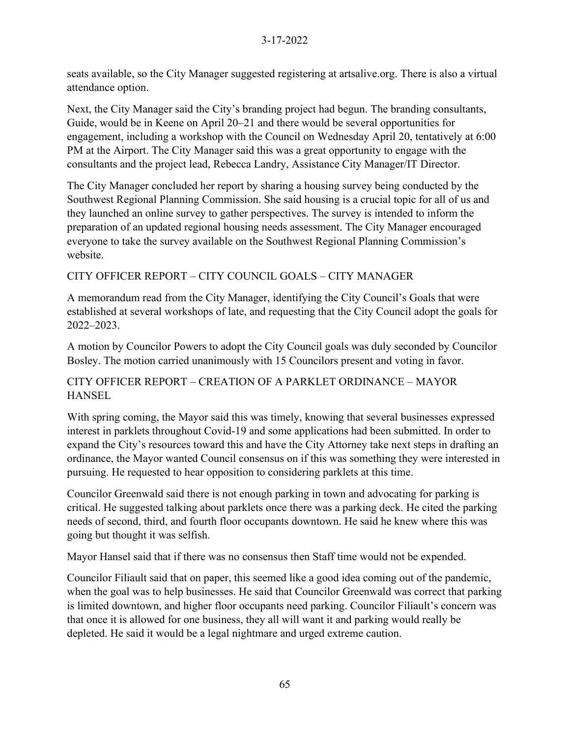seats available, so the City Manager suggested registering at artsalive.org. There is also a virtual attendance option.

Next, the City Manager said the City's branding project had begun. The branding consultants, Guide, would be in Keene on April 20–21 and there would be several opportunities for engagement, including a workshop with the Council on Wednesday April 20, tentatively at 6:00 PM at the Airport. The City Manager said this was a great opportunity to engage with the consultants and the project lead, Rebecca Landry, Assistance City Manager/IT Director.

The City Manager concluded her report by sharing a housing survey being conducted by the Southwest Regional Planning Commission. She said housing is a crucial topic for all of us and they launched an online survey to gather perspectives. The survey is intended to inform the preparation of an updated regional housing needs assessment. The City Manager encouraged everyone to take the survey available on the Southwest Regional Planning Commission's website.

CITY OFFICER REPORT – CITY COUNCIL GOALS – CITY MANAGER

A memorandum read from the City Manager, identifying the City Council's Goals that were established at several workshops of late, and requesting that the City Council adopt the goals for 2022–2023.

A motion by Councilor Powers to adopt the City Council goals was duly seconded by Councilor Bosley. The motion carried unanimously with 15 Councilors present and voting in favor.

CITY OFFICER REPORT – CREATION OF A PARKLET ORDINANCE – MAYOR HANSEL

With spring coming, the Mayor said this was timely, knowing that several businesses expressed interest in parklets throughout Covid-19 and some applications had been submitted. In order to expand the City's resources toward this and have the City Attorney take next steps in drafting an ordinance, the Mayor wanted Council consensus on if this was something they were interested in pursuing. He requested to hear opposition to considering parklets at this time.

Councilor Greenwald said there is not enough parking in town and advocating for parking is critical. He suggested talking about parklets once there was a parking deck. He cited the parking needs of second, third, and fourth floor occupants downtown. He said he knew where this was going but thought it was selfish.

Mayor Hansel said that if there was no consensus then Staff time would not be expended.

Councilor Filiault said that on paper, this seemed like a good idea coming out of the pandemic, when the goal was to help businesses. He said that Councilor Greenwald was correct that parking is limited downtown, and higher floor occupants need parking. Councilor Filiault's concern was that once it is allowed for one business, they all will want it and parking would really be depleted. He said it would be a legal nightmare and urged extreme caution.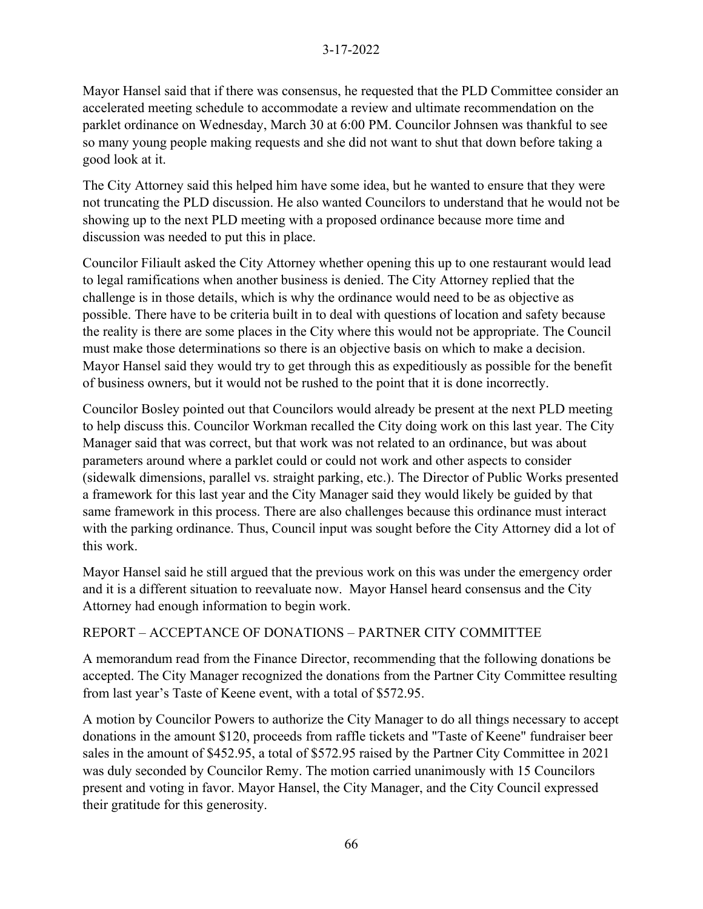Mayor Hansel said that if there was consensus, he requested that the PLD Committee consider an accelerated meeting schedule to accommodate a review and ultimate recommendation on the parklet ordinance on Wednesday, March 30 at 6:00 PM. Councilor Johnsen was thankful to see so many young people making requests and she did not want to shut that down before taking a good look at it.

The City Attorney said this helped him have some idea, but he wanted to ensure that they were not truncating the PLD discussion. He also wanted Councilors to understand that he would not be showing up to the next PLD meeting with a proposed ordinance because more time and discussion was needed to put this in place.

Councilor Filiault asked the City Attorney whether opening this up to one restaurant would lead to legal ramifications when another business is denied. The City Attorney replied that the challenge is in those details, which is why the ordinance would need to be as objective as possible. There have to be criteria built in to deal with questions of location and safety because the reality is there are some places in the City where this would not be appropriate. The Council must make those determinations so there is an objective basis on which to make a decision. Mayor Hansel said they would try to get through this as expeditiously as possible for the benefit of business owners, but it would not be rushed to the point that it is done incorrectly.

Councilor Bosley pointed out that Councilors would already be present at the next PLD meeting to help discuss this. Councilor Workman recalled the City doing work on this last year. The City Manager said that was correct, but that work was not related to an ordinance, but was about parameters around where a parklet could or could not work and other aspects to consider (sidewalk dimensions, parallel vs. straight parking, etc.). The Director of Public Works presented a framework for this last year and the City Manager said they would likely be guided by that same framework in this process. There are also challenges because this ordinance must interact with the parking ordinance. Thus, Council input was sought before the City Attorney did a lot of this work.

Mayor Hansel said he still argued that the previous work on this was under the emergency order and it is a different situation to reevaluate now. Mayor Hansel heard consensus and the City Attorney had enough information to begin work.

REPORT – ACCEPTANCE OF DONATIONS – PARTNER CITY COMMITTEE

A memorandum read from the Finance Director, recommending that the following donations be accepted. The City Manager recognized the donations from the Partner City Committee resulting from last year's Taste of Keene event, with a total of $572.95.

A motion by Councilor Powers to authorize the City Manager to do all things necessary to accept donations in the amount $120, proceeds from raffle tickets and "Taste of Keene" fundraiser beer sales in the amount of $452.95, a total of $572.95 raised by the Partner City Committee in 2021 was duly seconded by Councilor Remy. The motion carried unanimously with 15 Councilors present and voting in favor. Mayor Hansel, the City Manager, and the City Council expressed their gratitude for this generosity.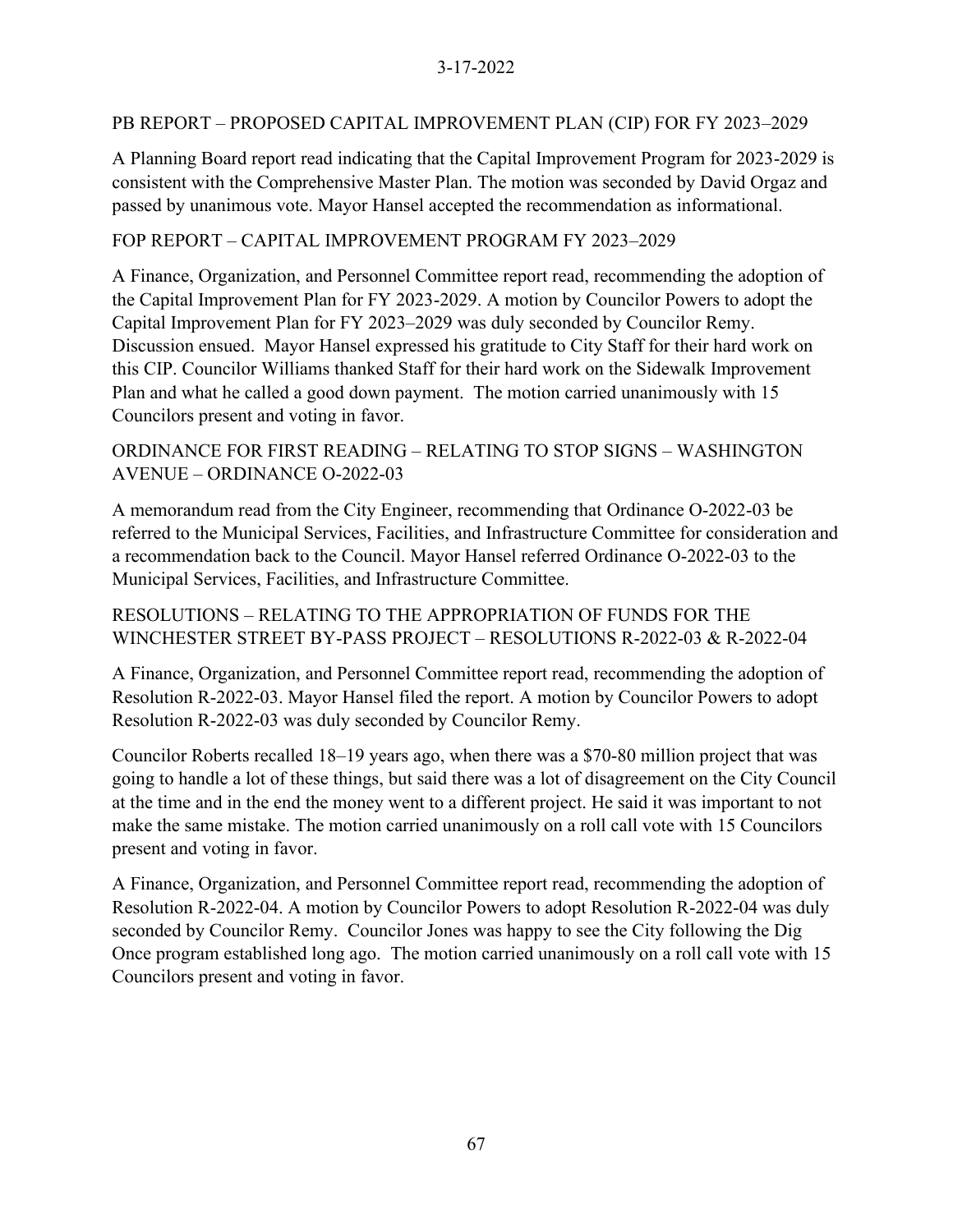PB REPORT – PROPOSED CAPITAL IMPROVEMENT PLAN (CIP) FOR FY 2023–2029

A Planning Board report read indicating that the Capital Improvement Program for 2023-2029 is consistent with the Comprehensive Master Plan. The motion was seconded by David Orgaz and passed by unanimous vote. Mayor Hansel accepted the recommendation as informational.

FOP REPORT – CAPITAL IMPROVEMENT PROGRAM FY 2023–2029

A Finance, Organization, and Personnel Committee report read, recommending the adoption of the Capital Improvement Plan for FY 2023-2029. A motion by Councilor Powers to adopt the Capital Improvement Plan for FY 2023–2029 was duly seconded by Councilor Remy. Discussion ensued. Mayor Hansel expressed his gratitude to City Staff for their hard work on this CIP. Councilor Williams thanked Staff for their hard work on the Sidewalk Improvement Plan and what he called a good down payment. The motion carried unanimously with 15 Councilors present and voting in favor.

ORDINANCE FOR FIRST READING – RELATING TO STOP SIGNS – WASHINGTON AVENUE – ORDINANCE O-2022-03

A memorandum read from the City Engineer, recommending that Ordinance O-2022-03 be referred to the Municipal Services, Facilities, and Infrastructure Committee for consideration and a recommendation back to the Council. Mayor Hansel referred Ordinance O-2022-03 to the Municipal Services, Facilities, and Infrastructure Committee.

RESOLUTIONS – RELATING TO THE APPROPRIATION OF FUNDS FOR THE WINCHESTER STREET BY-PASS PROJECT – RESOLUTIONS R-2022-03 & R-2022-04

A Finance, Organization, and Personnel Committee report read, recommending the adoption of Resolution R-2022-03. Mayor Hansel filed the report. A motion by Councilor Powers to adopt Resolution R-2022-03 was duly seconded by Councilor Remy.

Councilor Roberts recalled 18–19 years ago, when there was a $70-80 million project that was going to handle a lot of these things, but said there was a lot of disagreement on the City Council at the time and in the end the money went to a different project. He said it was important to not make the same mistake. The motion carried unanimously on a roll call vote with 15 Councilors present and voting in favor.

A Finance, Organization, and Personnel Committee report read, recommending the adoption of Resolution R-2022-04. A motion by Councilor Powers to adopt Resolution R-2022-04 was duly seconded by Councilor Remy. Councilor Jones was happy to see the City following the Dig Once program established long ago. The motion carried unanimously on a roll call vote with 15 Councilors present and voting in favor.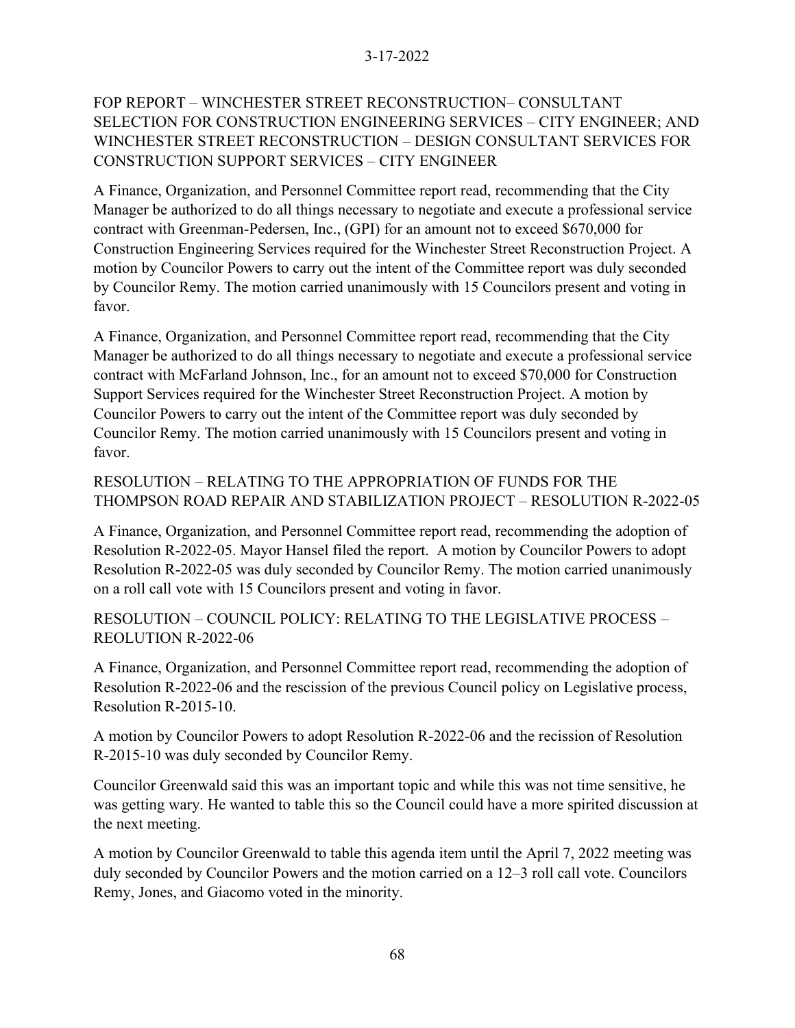FOP REPORT – WINCHESTER STREET RECONSTRUCTION– CONSULTANT SELECTION FOR CONSTRUCTION ENGINEERING SERVICES – CITY ENGINEER; AND WINCHESTER STREET RECONSTRUCTION – DESIGN CONSULTANT SERVICES FOR CONSTRUCTION SUPPORT SERVICES – CITY ENGINEER

A Finance, Organization, and Personnel Committee report read, recommending that the City Manager be authorized to do all things necessary to negotiate and execute a professional service contract with Greenman-Pedersen, Inc., (GPI) for an amount not to exceed $670,000 for Construction Engineering Services required for the Winchester Street Reconstruction Project. A motion by Councilor Powers to carry out the intent of the Committee report was duly seconded by Councilor Remy. The motion carried unanimously with 15 Councilors present and voting in favor.

A Finance, Organization, and Personnel Committee report read, recommending that the City Manager be authorized to do all things necessary to negotiate and execute a professional service contract with McFarland Johnson, Inc., for an amount not to exceed $70,000 for Construction Support Services required for the Winchester Street Reconstruction Project. A motion by Councilor Powers to carry out the intent of the Committee report was duly seconded by Councilor Remy. The motion carried unanimously with 15 Councilors present and voting in favor.

RESOLUTION – RELATING TO THE APPROPRIATION OF FUNDS FOR THE THOMPSON ROAD REPAIR AND STABILIZATION PROJECT – RESOLUTION R-2022-05

A Finance, Organization, and Personnel Committee report read, recommending the adoption of Resolution R-2022-05. Mayor Hansel filed the report. A motion by Councilor Powers to adopt Resolution R-2022-05 was duly seconded by Councilor Remy. The motion carried unanimously on a roll call vote with 15 Councilors present and voting in favor.

RESOLUTION – COUNCIL POLICY: RELATING TO THE LEGISLATIVE PROCESS – REOLUTION R-2022-06

A Finance, Organization, and Personnel Committee report read, recommending the adoption of Resolution R-2022-06 and the rescission of the previous Council policy on Legislative process, Resolution R-2015-10.

A motion by Councilor Powers to adopt Resolution R-2022-06 and the recission of Resolution R-2015-10 was duly seconded by Councilor Remy.

Councilor Greenwald said this was an important topic and while this was not time sensitive, he was getting wary. He wanted to table this so the Council could have a more spirited discussion at the next meeting.

A motion by Councilor Greenwald to table this agenda item until the April 7, 2022 meeting was duly seconded by Councilor Powers and the motion carried on a 12–3 roll call vote. Councilors Remy, Jones, and Giacomo voted in the minority.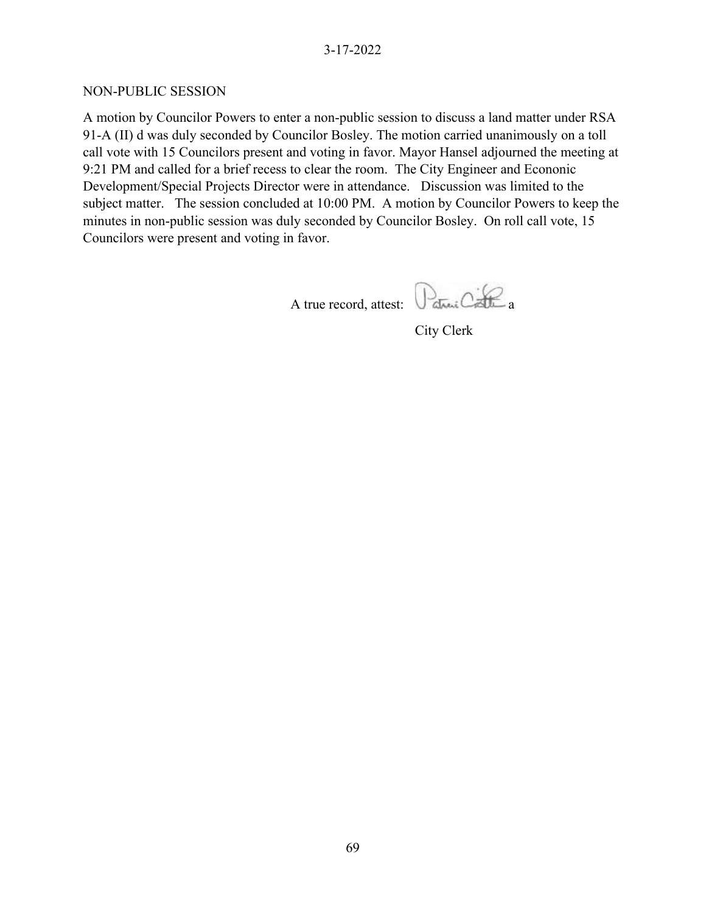## NON-PUBLIC SESSION

A motion by Councilor Powers to enter a non-public session to discuss a land matter under RSA 91-A (II) d was duly seconded by Councilor Bosley. The motion carried unanimously on a toll call vote with 15 Councilors present and voting in favor. Mayor Hansel adjourned the meeting at 9:21 PM and called for a brief recess to clear the room. The City Engineer and Econonic Development/Special Projects Director were in attendance. Discussion was limited to the subject matter. The session concluded at 10:00 PM. A motion by Councilor Powers to keep the minutes in non-public session was duly seconded by Councilor Bosley. On roll call vote, 15 Councilors were present and voting in favor.

A true record, attest: Patricia Little

City Clerk